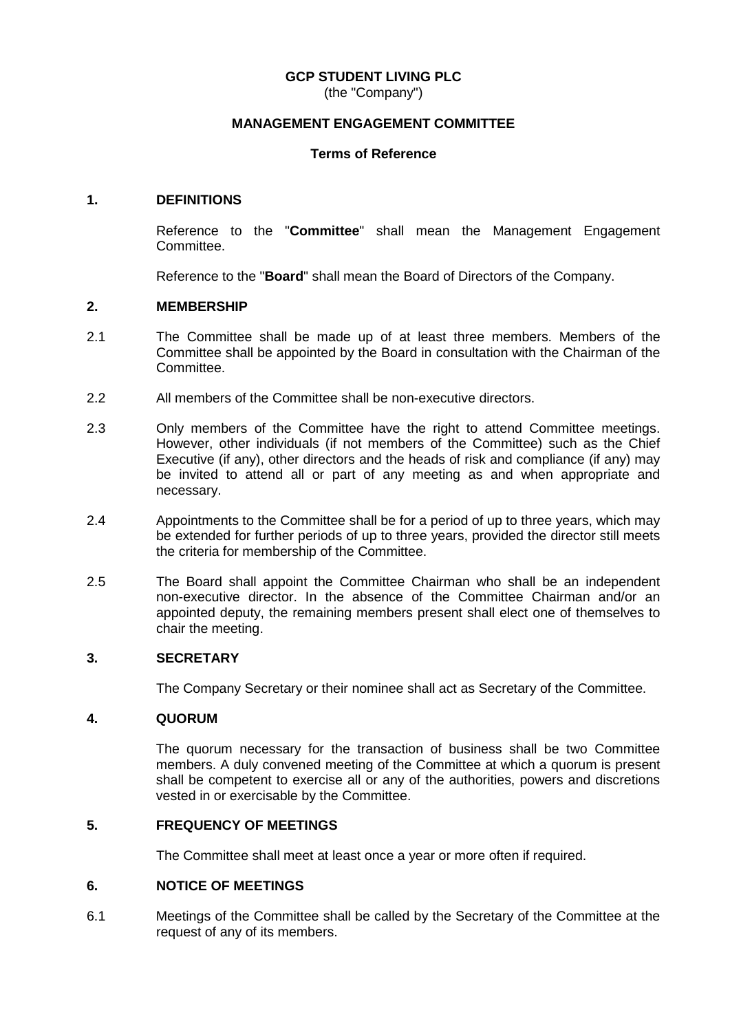**GCP STUDENT LIVING PLC**
(the "Company")

**MANAGEMENT ENGAGEMENT COMMITTEE**

**Terms of Reference**

## 1. DEFINITIONS

Reference to the "**Committee**" shall mean the Management Engagement Committee.

Reference to the "**Board**" shall mean the Board of Directors of the Company.

## 2. MEMBERSHIP

2.1 The Committee shall be made up of at least three members. Members of the Committee shall be appointed by the Board in consultation with the Chairman of the Committee.

2.2 All members of the Committee shall be non-executive directors.

2.3 Only members of the Committee have the right to attend Committee meetings. However, other individuals (if not members of the Committee) such as the Chief Executive (if any), other directors and the heads of risk and compliance (if any) may be invited to attend all or part of any meeting as and when appropriate and necessary.

2.4 Appointments to the Committee shall be for a period of up to three years, which may be extended for further periods of up to three years, provided the director still meets the criteria for membership of the Committee.

2.5 The Board shall appoint the Committee Chairman who shall be an independent non-executive director. In the absence of the Committee Chairman and/or an appointed deputy, the remaining members present shall elect one of themselves to chair the meeting.

## 3. SECRETARY

The Company Secretary or their nominee shall act as Secretary of the Committee.

## 4. QUORUM

The quorum necessary for the transaction of business shall be two Committee members. A duly convened meeting of the Committee at which a quorum is present shall be competent to exercise all or any of the authorities, powers and discretions vested in or exercisable by the Committee.

## 5. FREQUENCY OF MEETINGS

The Committee shall meet at least once a year or more often if required.

## 6. NOTICE OF MEETINGS

6.1 Meetings of the Committee shall be called by the Secretary of the Committee at the request of any of its members.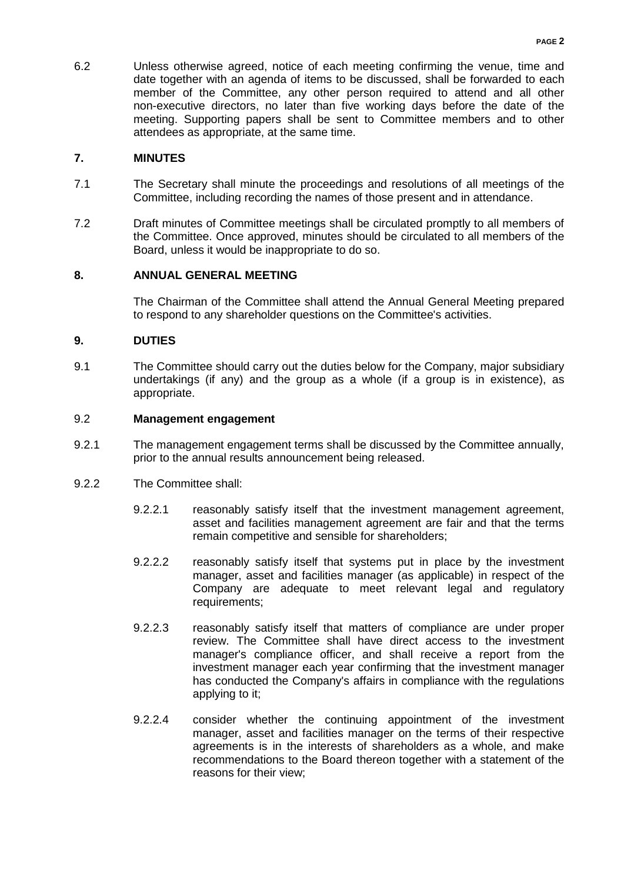6.2 Unless otherwise agreed, notice of each meeting confirming the venue, time and date together with an agenda of items to be discussed, shall be forwarded to each member of the Committee, any other person required to attend and all other non-executive directors, no later than five working days before the date of the meeting. Supporting papers shall be sent to Committee members and to other attendees as appropriate, at the same time.

## 7. MINUTES

7.1 The Secretary shall minute the proceedings and resolutions of all meetings of the Committee, including recording the names of those present and in attendance.

7.2 Draft minutes of Committee meetings shall be circulated promptly to all members of the Committee. Once approved, minutes should be circulated to all members of the Board, unless it would be inappropriate to do so.

## 8. ANNUAL GENERAL MEETING

The Chairman of the Committee shall attend the Annual General Meeting prepared to respond to any shareholder questions on the Committee's activities.

## 9. DUTIES

9.1 The Committee should carry out the duties below for the Company, major subsidiary undertakings (if any) and the group as a whole (if a group is in existence), as appropriate.

9.2 **Management engagement**

9.2.1 The management engagement terms shall be discussed by the Committee annually, prior to the annual results announcement being released.

9.2.2 The Committee shall:

9.2.2.1 reasonably satisfy itself that the investment management agreement, asset and facilities management agreement are fair and that the terms remain competitive and sensible for shareholders;

9.2.2.2 reasonably satisfy itself that systems put in place by the investment manager, asset and facilities manager (as applicable) in respect of the Company are adequate to meet relevant legal and regulatory requirements;

9.2.2.3 reasonably satisfy itself that matters of compliance are under proper review. The Committee shall have direct access to the investment manager's compliance officer, and shall receive a report from the investment manager each year confirming that the investment manager has conducted the Company's affairs in compliance with the regulations applying to it;

9.2.2.4 consider whether the continuing appointment of the investment manager, asset and facilities manager on the terms of their respective agreements is in the interests of shareholders as a whole, and make recommendations to the Board thereon together with a statement of the reasons for their view;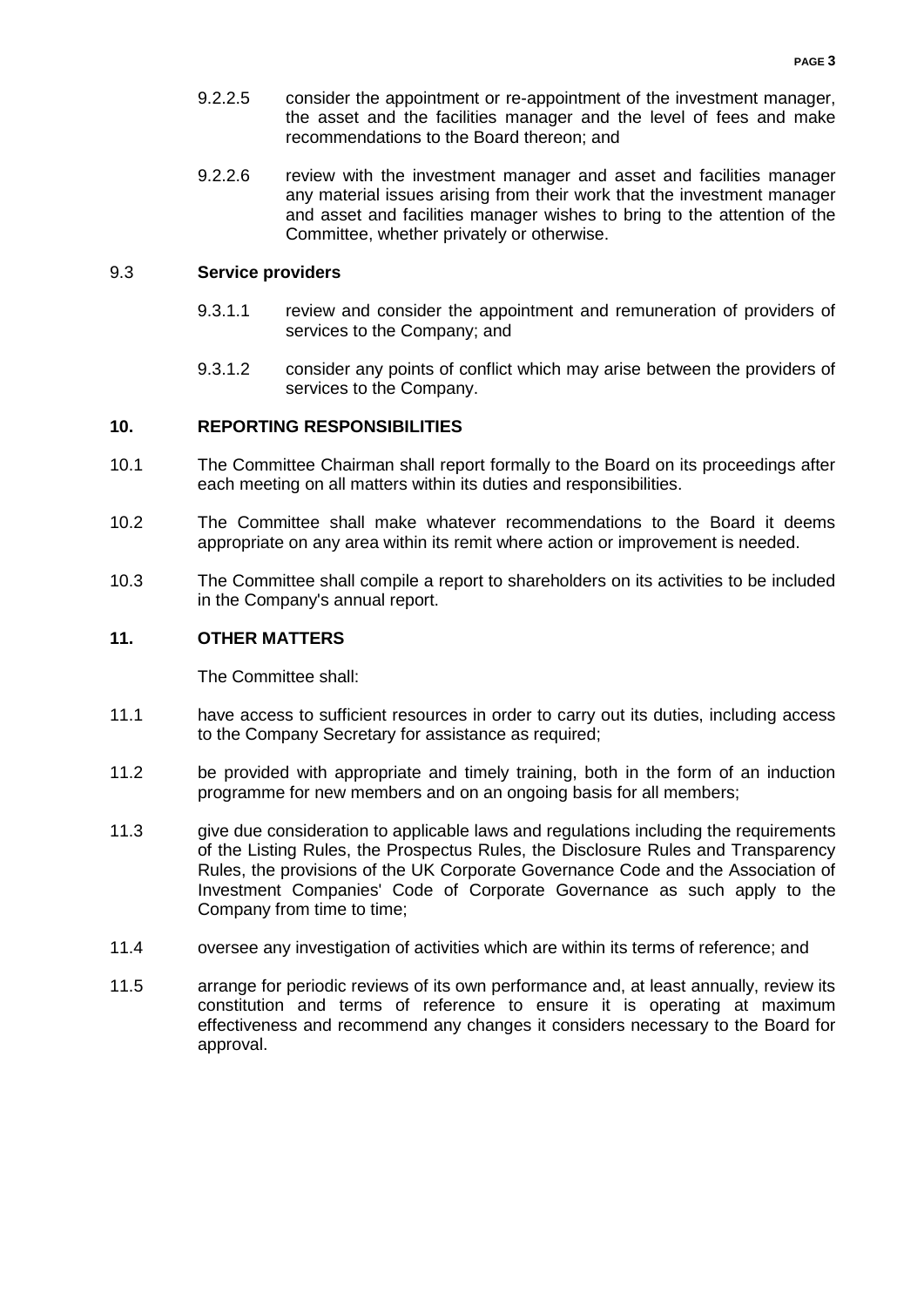9.2.2.5 consider the appointment or re-appointment of the investment manager, the asset and the facilities manager and the level of fees and make recommendations to the Board thereon; and

9.2.2.6 review with the investment manager and asset and facilities manager any material issues arising from their work that the investment manager and asset and facilities manager wishes to bring to the attention of the Committee, whether privately or otherwise.

9.3 **Service providers**

9.3.1.1 review and consider the appointment and remuneration of providers of services to the Company; and

9.3.1.2 consider any points of conflict which may arise between the providers of services to the Company.

## 10. REPORTING RESPONSIBILITIES

10.1 The Committee Chairman shall report formally to the Board on its proceedings after each meeting on all matters within its duties and responsibilities.

10.2 The Committee shall make whatever recommendations to the Board it deems appropriate on any area within its remit where action or improvement is needed.

10.3 The Committee shall compile a report to shareholders on its activities to be included in the Company's annual report.

## 11. OTHER MATTERS

The Committee shall:

11.1 have access to sufficient resources in order to carry out its duties, including access to the Company Secretary for assistance as required;

11.2 be provided with appropriate and timely training, both in the form of an induction programme for new members and on an ongoing basis for all members;

11.3 give due consideration to applicable laws and regulations including the requirements of the Listing Rules, the Prospectus Rules, the Disclosure Rules and Transparency Rules, the provisions of the UK Corporate Governance Code and the Association of Investment Companies' Code of Corporate Governance as such apply to the Company from time to time;

11.4 oversee any investigation of activities which are within its terms of reference; and

11.5 arrange for periodic reviews of its own performance and, at least annually, review its constitution and terms of reference to ensure it is operating at maximum effectiveness and recommend any changes it considers necessary to the Board for approval.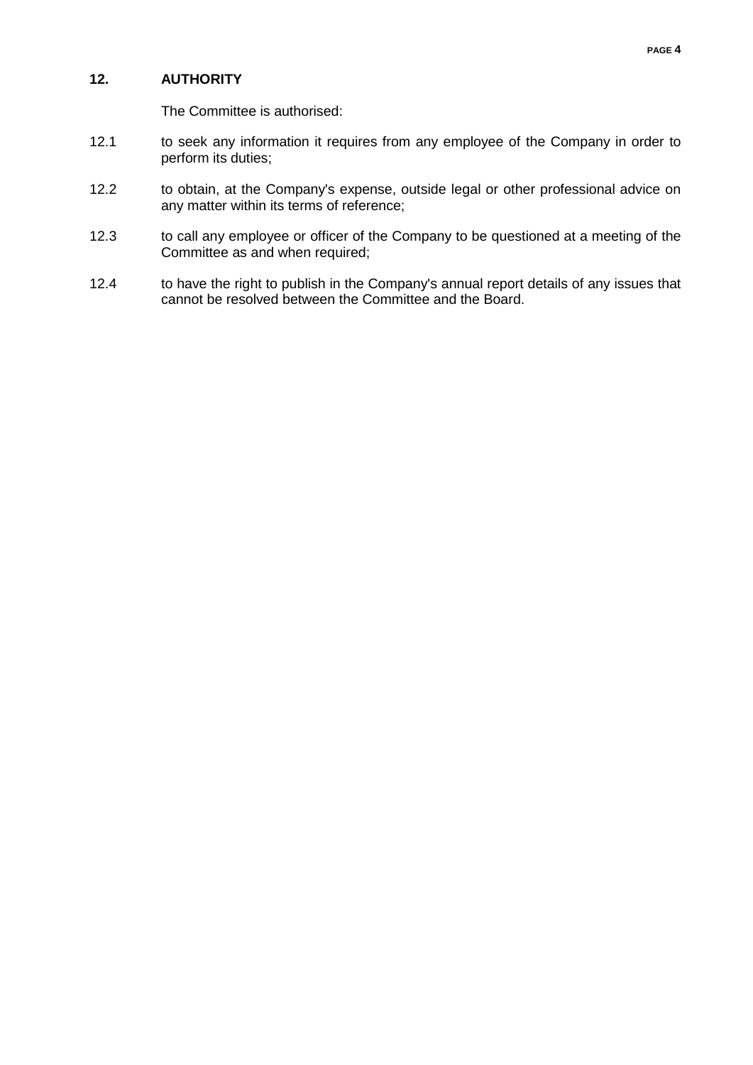## 12. AUTHORITY

The Committee is authorised:

12.1 to seek any information it requires from any employee of the Company in order to perform its duties;

12.2 to obtain, at the Company's expense, outside legal or other professional advice on any matter within its terms of reference;

12.3 to call any employee or officer of the Company to be questioned at a meeting of the Committee as and when required;

12.4 to have the right to publish in the Company's annual report details of any issues that cannot be resolved between the Committee and the Board.